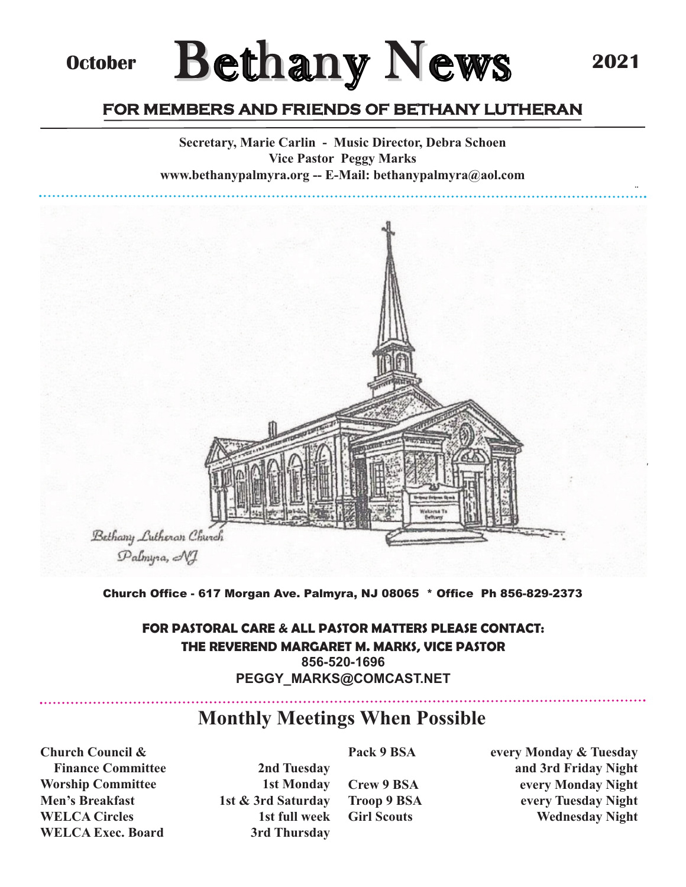October **Bethany News** 2021

# Bethany News

## FOR MEMBERS AND FRIENDS OF BETHANY LUTHERAN

**Secretary, Marie Carlin - Music Director, Debra Schoen**
**Vice Pastor Peggy Marks**
**www.bethanypalmyra.org -- E-Mail: bethanypalmyra@aol.com**

Bethany Lutheran Church
Palmyra, NJ

**Church Office - 617 Morgan Ave. Palmyra, NJ 08065 * Office Ph 856-829-2373**

**FOR PASTORAL CARE & ALL PASTOR MATTERS PLEASE CONTACT:**
**THE REVEREND MARGARET M. MARKS, VICE PASTOR**
**856-520-1696**
**PEGGY_MARKS@COMCAST.NET**

## Monthly Meetings When Possible

| | |
|---|---|
| **Church Council & Finance Committee** | **2nd Tuesday** |
| **Worship Committee** | **1st Monday** |
| **Men's Breakfast** | **1st & 3rd Saturday** |
| **WELCA Circles** | **1st full week** |
| **WELCA Exec. Board** | **3rd Thursday** |
| **Pack 9 BSA** | **every Monday & Tuesday and 3rd Friday Night** |
| **Crew 9 BSA** | **every Monday Night** |
| **Troop 9 BSA** | **every Tuesday Night** |
| **Girl Scouts** | **Wednesday Night** |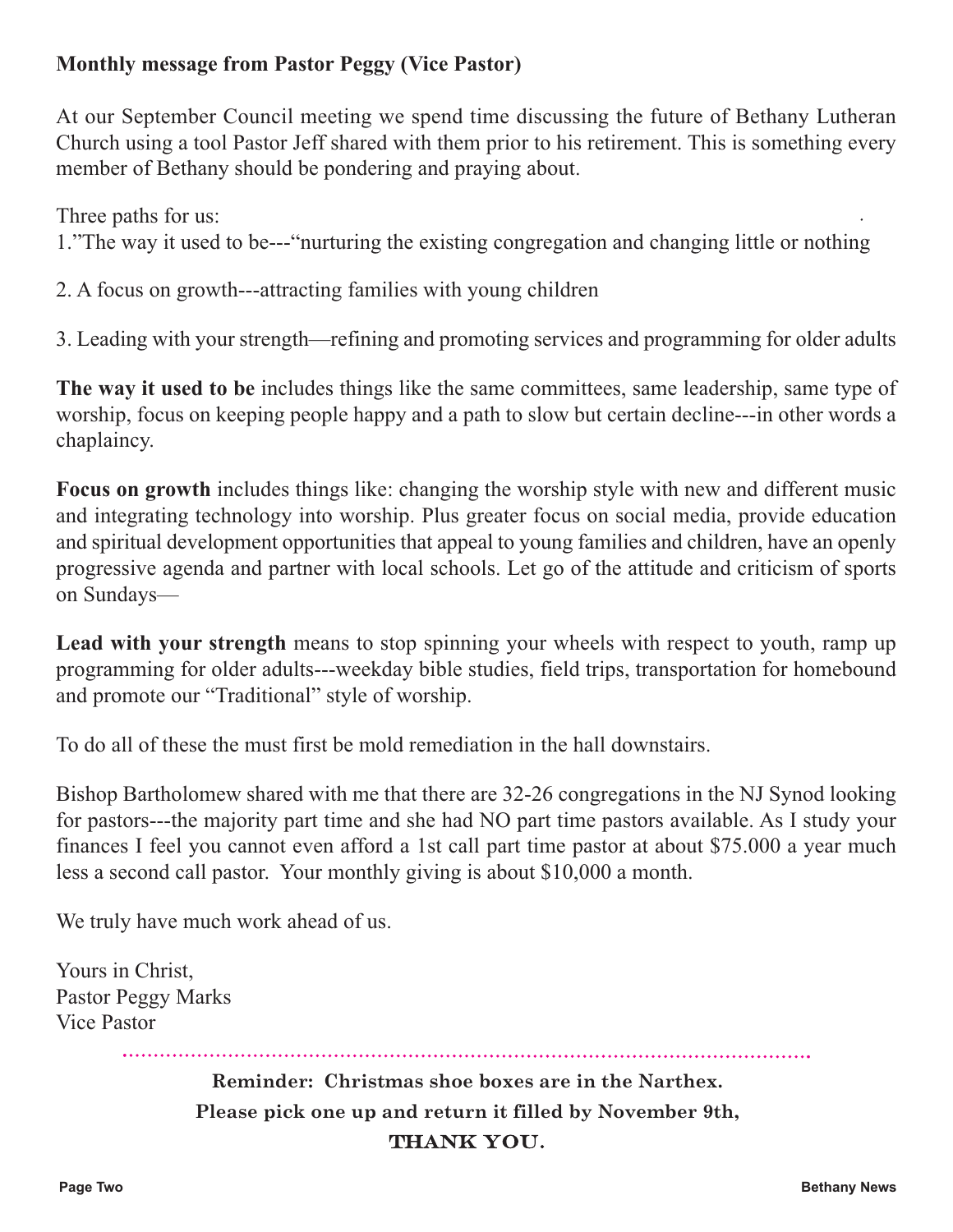**Monthly message from Pastor Peggy (Vice Pastor)**

At our September Council meeting we spend time discussing the future of Bethany Lutheran Church using a tool Pastor Jeff shared with them prior to his retirement. This is something every member of Bethany should be pondering and praying about.

Three paths for us:

1."The way it used to be---"nurturing the existing congregation and changing little or nothing

2. A focus on growth---attracting families with young children

3. Leading with your strength—refining and promoting services and programming for older adults

**The way it used to be** includes things like the same committees, same leadership, same type of worship, focus on keeping people happy and a path to slow but certain decline---in other words a chaplaincy.

**Focus on growth** includes things like: changing the worship style with new and different music and integrating technology into worship. Plus greater focus on social media, provide education and spiritual development opportunities that appeal to young families and children, have an openly progressive agenda and partner with local schools. Let go of the attitude and criticism of sports on Sundays—

**Lead with your strength** means to stop spinning your wheels with respect to youth, ramp up programming for older adults---weekday bible studies, field trips, transportation for homebound and promote our "Traditional" style of worship.

To do all of these the must first be mold remediation in the hall downstairs.

Bishop Bartholomew shared with me that there are 32-26 congregations in the NJ Synod looking for pastors---the majority part time and she had NO part time pastors available. As I study your finances I feel you cannot even afford a 1st call part time pastor at about $75.000 a year much less a second call pastor. Your monthly giving is about $10,000 a month.

We truly have much work ahead of us.

Yours in Christ,
Pastor Peggy Marks
Vice Pastor

**Reminder: Christmas shoe boxes are in the Narthex.**
**Please pick one up and return it filled by November 9th,**
**THANK YOU.**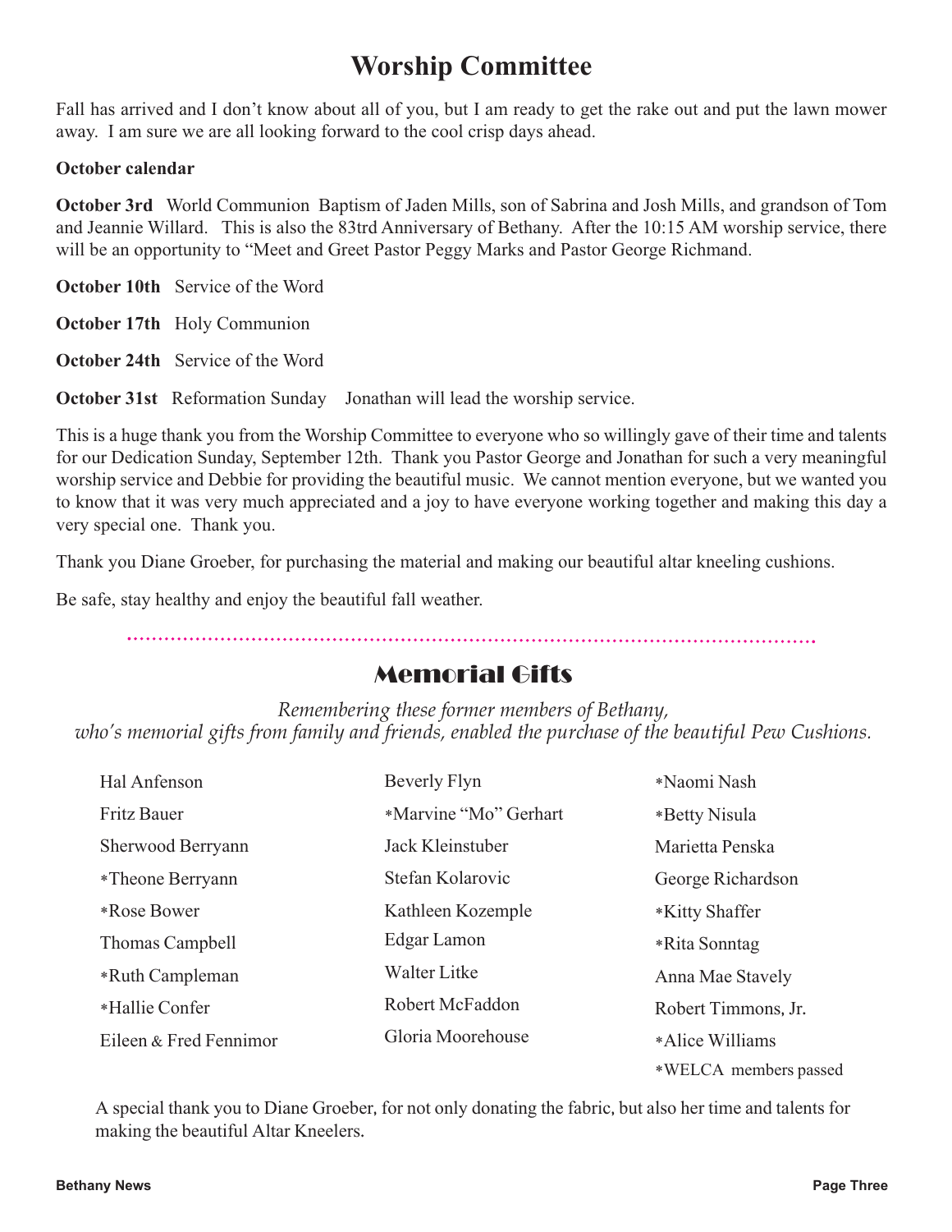# Worship Committee

Fall has arrived and I don't know about all of you, but I am ready to get the rake out and put the lawn mower away. I am sure we are all looking forward to the cool crisp days ahead.

**October calendar**

**October 3rd** World Communion Baptism of Jaden Mills, son of Sabrina and Josh Mills, and grandson of Tom and Jeannie Willard. This is also the 83trd Anniversary of Bethany. After the 10:15 AM worship service, there will be an opportunity to "Meet and Greet Pastor Peggy Marks and Pastor George Richmand.

**October 10th** Service of the Word

**October 17th** Holy Communion

**October 24th** Service of the Word

**October 31st** Reformation Sunday Jonathan will lead the worship service.

This is a huge thank you from the Worship Committee to everyone who so willingly gave of their time and talents for our Dedication Sunday, September 12th. Thank you Pastor George and Jonathan for such a very meaningful worship service and Debbie for providing the beautiful music. We cannot mention everyone, but we wanted you to know that it was very much appreciated and a joy to have everyone working together and making this day a very special one. Thank you.

Thank you Diane Groeber, for purchasing the material and making our beautiful altar kneeling cushions.

Be safe, stay healthy and enjoy the beautiful fall weather.

## Memorial Gifts

*Remembering these former members of Bethany,*
*who's memorial gifts from family and friends, enabled the purchase of the beautiful Pew Cushions.*

- Hal Anfenson
- Fritz Bauer
- Sherwood Berryann
- *Theone Berryann
- *Rose Bower
- Thomas Campbell
- *Ruth Campleman
- *Hallie Confer
- Eileen & Fred Fennimor
- Beverly Flyn
- *Marvine "Mo" Gerhart
- Jack Kleinstuber
- Stefan Kolarovic
- Kathleen Kozemple
- Edgar Lamon
- Walter Litke
- Robert McFaddon
- Gloria Moorehouse
- *Naomi Nash
- *Betty Nisula
- Marietta Penska
- George Richardson
- *Kitty Shaffer
- *Rita Sonntag
- Anna Mae Stavely
- Robert Timmons, Jr.
- *Alice Williams

*WELCA members passed

A special thank you to Diane Groeber, for not only donating the fabric, but also her time and talents for making the beautiful Altar Kneelers.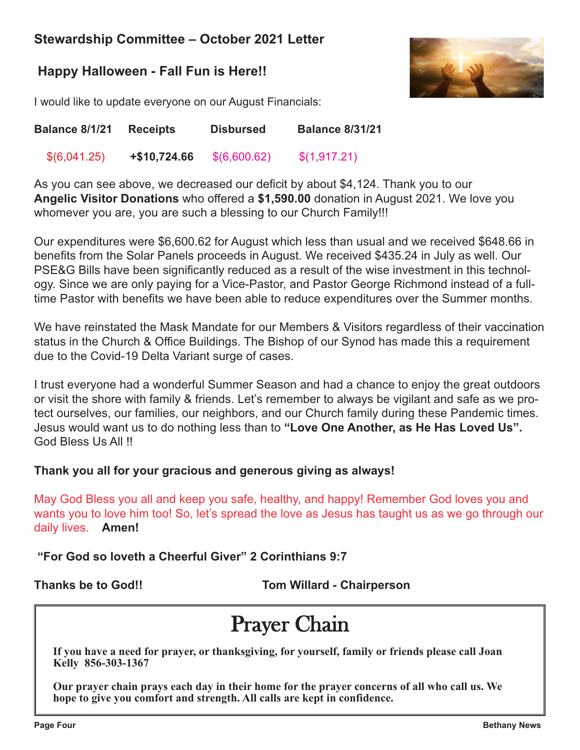## Stewardship Committee – October 2021 Letter

### Happy Halloween - Fall Fun is Here!!

I would like to update everyone on our August Financials:

| Balance 8/1/21 | Receipts | Disbursed | Balance 8/31/21 |
|---|---|---|---|
| $(6,041.25) | **+$10,724.66** | $(6,600.62) | $(1,917.21) |

As you can see above, we decreased our deficit by about $4,124. Thank you to our **Angelic Visitor Donations** who offered a **$1,590.00** donation in August 2021. We love you whomever you are, you are such a blessing to our Church Family!!!

Our expenditures were $6,600.62 for August which less than usual and we received $648.66 in benefits from the Solar Panels proceeds in August. We received $435.24 in July as well. Our PSE&G Bills have been significantly reduced as a result of the wise investment in this technology. Since we are only paying for a Vice-Pastor, and Pastor George Richmond instead of a full-time Pastor with benefits we have been able to reduce expenditures over the Summer months.

We have reinstated the Mask Mandate for our Members & Visitors regardless of their vaccination status in the Church & Office Buildings. The Bishop of our Synod has made this a requirement due to the Covid-19 Delta Variant surge of cases.

I trust everyone had a wonderful Summer Season and had a chance to enjoy the great outdoors or visit the shore with family & friends. Let's remember to always be vigilant and safe as we protect ourselves, our families, our neighbors, and our Church family during these Pandemic times. Jesus would want us to do nothing less than to **"Love One Another, as He Has Loved Us".** God Bless Us All !!

**Thank you all for your gracious and generous giving as always!**

May God Bless you all and keep you safe, healthy, and happy! Remember God loves you and wants you to love him too! So, let's spread the love as Jesus has taught us as we go through our daily lives. **Amen!**

**"For God so loveth a Cheerful Giver" 2 Corinthians 9:7**

**Thanks be to God!!** **Tom Willard - Chairperson**

# Prayer Chain

**If you have a need for prayer, or thanksgiving, for yourself, family or friends please call Joan Kelly 856-303-1367**

**Our prayer chain prays each day in their home for the prayer concerns of all who call us. We hope to give you comfort and strength. All calls are kept in confidence.**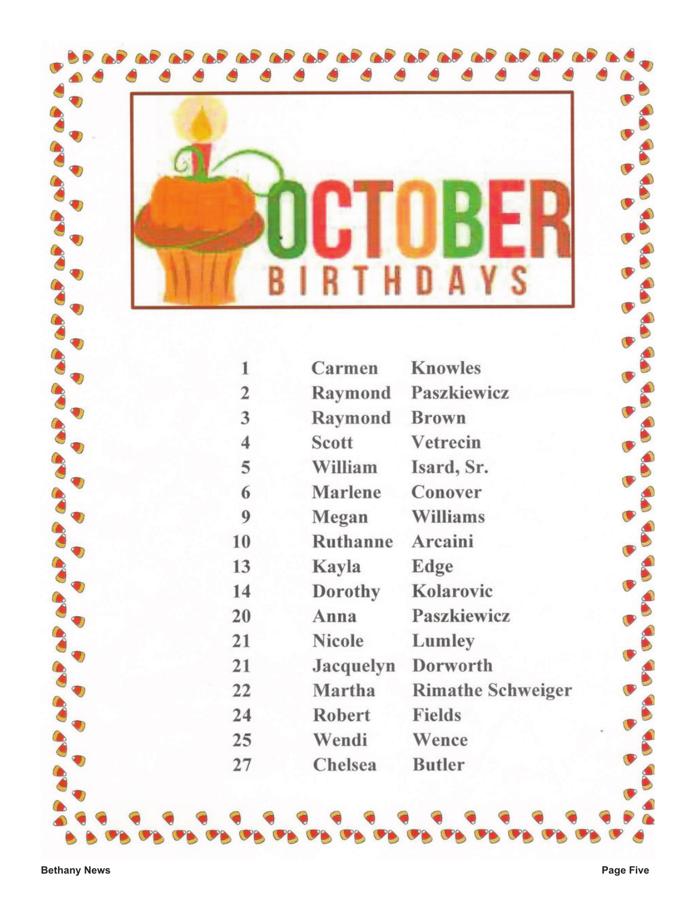# OCTOBER BIRTHDAYS

| | | |
|---|---|---|
| 1 | Carmen | Knowles |
| 2 | Raymond | Paszkiewicz |
| 3 | Raymond | Brown |
| 4 | Scott | Vetrecin |
| 5 | William | Isard, Sr. |
| 6 | Marlene | Conover |
| 9 | Megan | Williams |
| 10 | Ruthanne | Arcaini |
| 13 | Kayla | Edge |
| 14 | Dorothy | Kolarovic |
| 20 | Anna | Paszkiewicz |
| 21 | Nicole | Lumley |
| 21 | Jacquelyn | Dorworth |
| 22 | Martha | Rimathe Schweiger |
| 24 | Robert | Fields |
| 25 | Wendi | Wence |
| 27 | Chelsea | Butler |